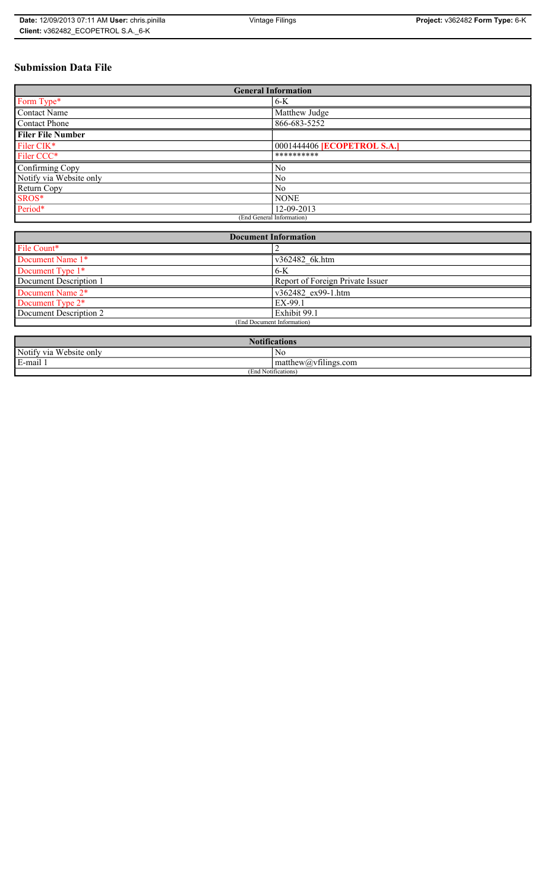# Submission Data File

| General Information | |
|---|---|
| Form Type* | 6-K |
| Contact Name | Matthew Judge |
| Contact Phone | 866-683-5252 |
| **Filer File Number** | |
| Filer CIK* | 0001444406 **[ECOPETROL S.A.]** |
| Filer CCC* | ********** |
| Confirming Copy | No |
| Notify via Website only | No |
| Return Copy | No |
| SROS* | NONE |
| Period* | 12-09-2013 |
| (End General Information) | |

| Document Information | |
|---|---|
| File Count* | 2 |
| Document Name 1* | v362482_6k.htm |
| Document Type 1* | 6-K |
| Document Description 1 | Report of Foreign Private Issuer |
| Document Name 2* | v362482_ex99-1.htm |
| Document Type 2* | EX-99.1 |
| Document Description 2 | Exhibit 99.1 |
| (End Document Information) | |

| Notifications | |
|---|---|
| Notify via Website only | No |
| E-mail 1 | matthew@vfilings.com |
| (End Notifications) | |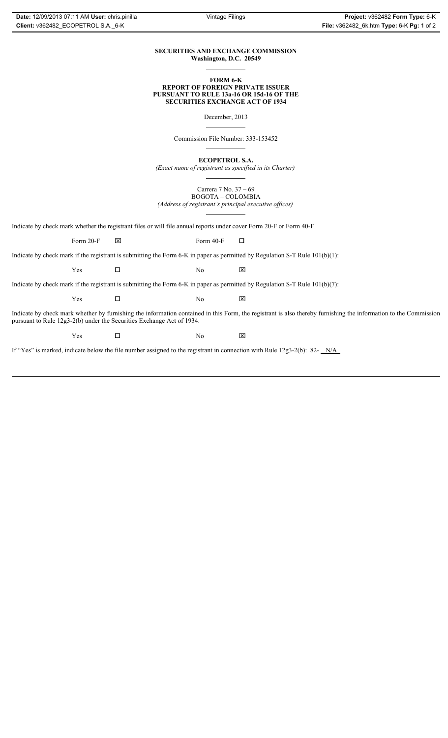**SECURITIES AND EXCHANGE COMMISSION**
**Washington, D.C. 20549**

**FORM 6-K**
**REPORT OF FOREIGN PRIVATE ISSUER**
**PURSUANT TO RULE 13a-16 OR 15d-16 OF THE**
**SECURITIES EXCHANGE ACT OF 1934**

December, 2013

Commission File Number: 333-153452

**ECOPETROL S.A.**
*(Exact name of registrant as specified in its Charter)*

Carrera 7 No. 37 – 69
BOGOTA – COLOMBIA
*(Address of registrant's principal executive offices)*

Indicate by check mark whether the registrant files or will file annual reports under cover Form 20-F or Form 40-F.

| Form 20-F | ☒ | Form 40-F | ☐ |
|---|---|---|---|

Indicate by check mark if the registrant is submitting the Form 6-K in paper as permitted by Regulation S-T Rule 101(b)(1):

| Yes | ☐ | No | ☒ |
|---|---|---|---|

Indicate by check mark if the registrant is submitting the Form 6-K in paper as permitted by Regulation S-T Rule 101(b)(7):

| Yes | ☐ | No | ☒ |
|---|---|---|---|

Indicate by check mark whether by furnishing the information contained in this Form, the registrant is also thereby furnishing the information to the Commission pursuant to Rule 12g3-2(b) under the Securities Exchange Act of 1934.

| Yes | ☐ | No | ☒ |
|---|---|---|---|

If "Yes" is marked, indicate below the file number assigned to the registrant in connection with Rule 12g3-2(b): 82- N/A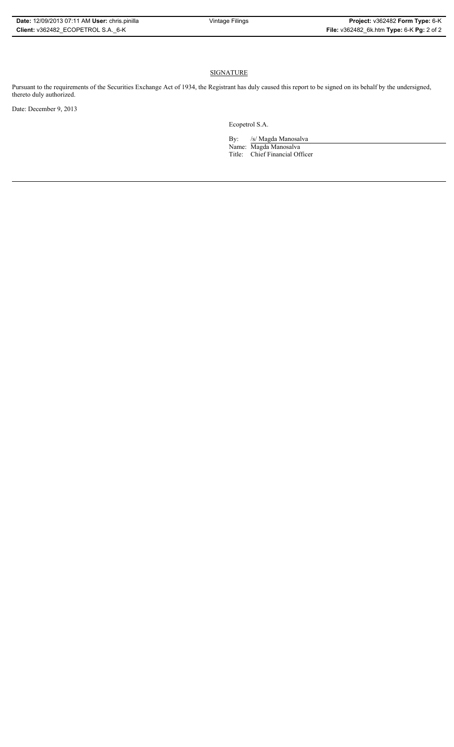## SIGNATURE

Pursuant to the requirements of the Securities Exchange Act of 1934, the Registrant has duly caused this report to be signed on its behalf by the undersigned, thereto duly authorized.

Date: December 9, 2013

Ecopetrol S.A.

By: /s/ Magda Manosalva

Name: Magda Manosalva

Title: Chief Financial Officer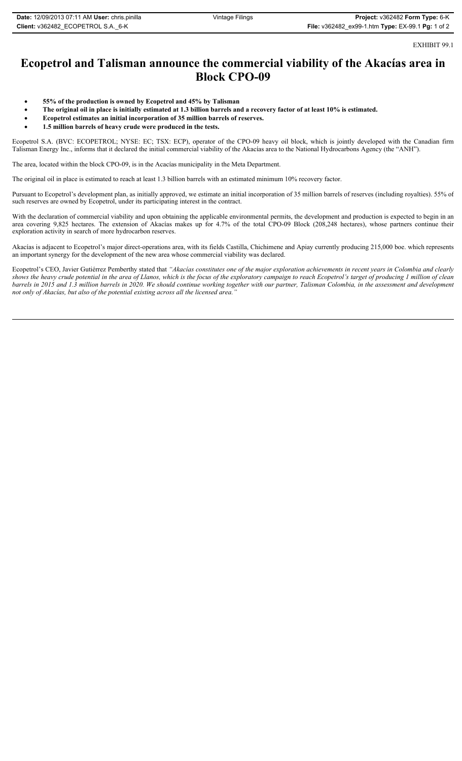EXHIBIT 99.1

# Ecopetrol and Talisman announce the commercial viability of the Akacías area in Block CPO-09

- **55% of the production is owned by Ecopetrol and 45% by Talisman**
- **The original oil in place is initially estimated at 1.3 billion barrels and a recovery factor of at least 10% is estimated.**
- **Ecopetrol estimates an initial incorporation of 35 million barrels of reserves.**
- **1.5 million barrels of heavy crude were produced in the tests.**

Ecopetrol S.A. (BVC: ECOPETROL; NYSE: EC; TSX: ECP), operator of the CPO-09 heavy oil block, which is jointly developed with the Canadian firm Talisman Energy Inc., informs that it declared the initial commercial viability of the Akacías area to the National Hydrocarbons Agency (the "ANH").

The area, located within the block CPO-09, is in the Acacías municipality in the Meta Department.

The original oil in place is estimated to reach at least 1.3 billion barrels with an estimated minimum 10% recovery factor.

Pursuant to Ecopetrol's development plan, as initially approved, we estimate an initial incorporation of 35 million barrels of reserves (including royalties). 55% of such reserves are owned by Ecopetrol, under its participating interest in the contract.

With the declaration of commercial viability and upon obtaining the applicable environmental permits, the development and production is expected to begin in an area covering 9,825 hectares. The extension of Akacías makes up for 4.7% of the total CPO-09 Block (208,248 hectares), whose partners continue their exploration activity in search of more hydrocarbon reserves.

Akacías is adjacent to Ecopetrol's major direct-operations area, with its fields Castilla, Chichimene and Apiay currently producing 215,000 boe. which represents an important synergy for the development of the new area whose commercial viability was declared.

Ecopetrol's CEO, Javier Gutiérrez Pemberthy stated that *"Akacías constitutes one of the major exploration achievements in recent years in Colombia and clearly shows the heavy crude potential in the area of Llanos, which is the focus of the exploratory campaign to reach Ecopetrol's target of producing 1 million of clean barrels in 2015 and 1.3 million barrels in 2020. We should continue working together with our partner, Talisman Colombia, in the assessment and development not only of Akacías, but also of the potential existing across all the licensed area."*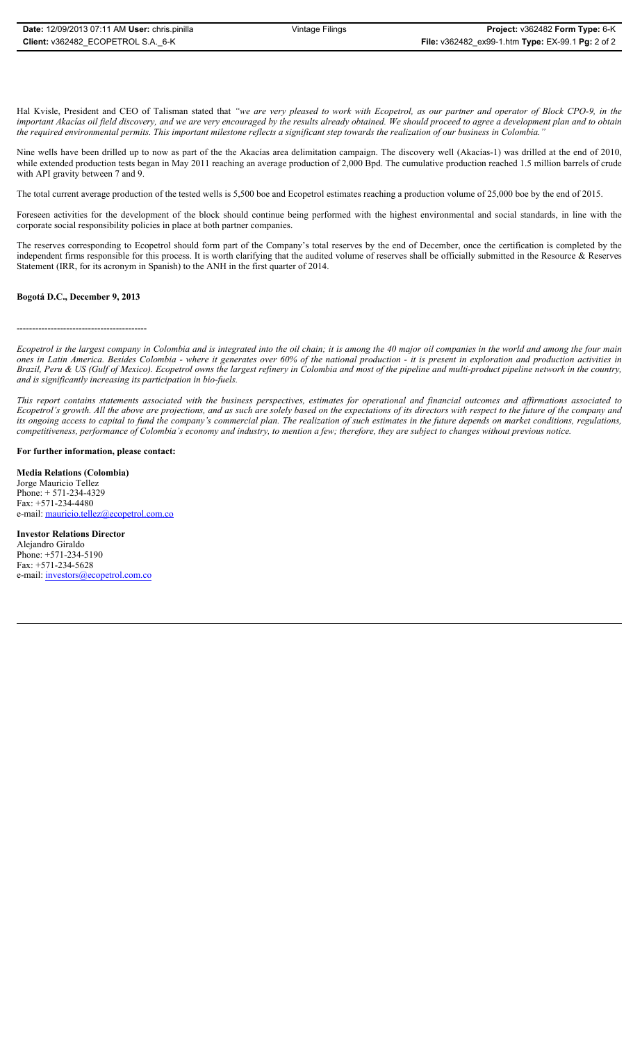Hal Kvisle, President and CEO of Talisman stated that *"we are very pleased to work with Ecopetrol, as our partner and operator of Block CPO-9, in the important Akacias oil field discovery, and we are very encouraged by the results already obtained. We should proceed to agree a development plan and to obtain the required environmental permits. This important milestone reflects a significant step towards the realization of our business in Colombia."*

Nine wells have been drilled up to now as part of the the Akacías area delimitation campaign. The discovery well (Akacías-1) was drilled at the end of 2010, while extended production tests began in May 2011 reaching an average production of 2,000 Bpd. The cumulative production reached 1.5 million barrels of crude with API gravity between 7 and 9.

The total current average production of the tested wells is 5,500 boe and Ecopetrol estimates reaching a production volume of 25,000 boe by the end of 2015.

Foreseen activities for the development of the block should continue being performed with the highest environmental and social standards, in line with the corporate social responsibility policies in place at both partner companies.

The reserves corresponding to Ecopetrol should form part of the Company's total reserves by the end of December, once the certification is completed by the independent firms responsible for this process. It is worth clarifying that the audited volume of reserves shall be officially submitted in the Resource & Reserves Statement (IRR, for its acronym in Spanish) to the ANH in the first quarter of 2014.

**Bogotá D.C., December 9, 2013**

-----------------------------------------

*Ecopetrol is the largest company in Colombia and is integrated into the oil chain; it is among the 40 major oil companies in the world and among the four main ones in Latin America. Besides Colombia - where it generates over 60% of the national production - it is present in exploration and production activities in Brazil, Peru & US (Gulf of Mexico). Ecopetrol owns the largest refinery in Colombia and most of the pipeline and multi-product pipeline network in the country, and is significantly increasing its participation in bio-fuels.*

*This report contains statements associated with the business perspectives, estimates for operational and financial outcomes and affirmations associated to Ecopetrol's growth. All the above are projections, and as such are solely based on the expectations of its directors with respect to the future of the company and its ongoing access to capital to fund the company's commercial plan. The realization of such estimates in the future depends on market conditions, regulations, competitiveness, performance of Colombia's economy and industry, to mention a few; therefore, they are subject to changes without previous notice.*

**For further information, please contact:**

**Media Relations (Colombia)**
Jorge Mauricio Tellez
Phone: + 571-234-4329
Fax: +571-234-4480
e-mail: mauricio.tellez@ecopetrol.com.co

**Investor Relations Director**
Alejandro Giraldo
Phone: +571-234-5190
Fax: +571-234-5628
e-mail: investors@ecopetrol.com.co